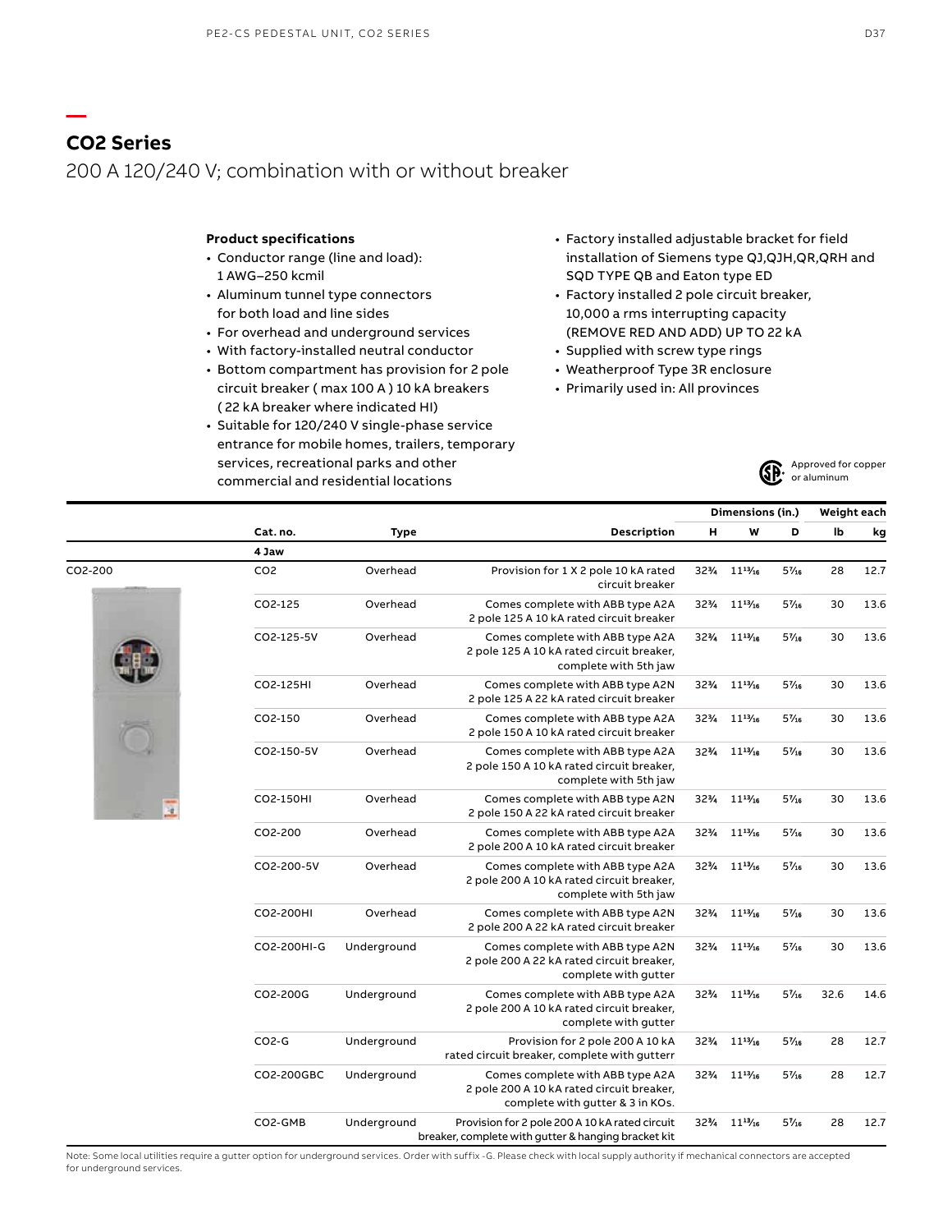## CO2 Series

200 A 120/240 V; combination with or without breaker

**Product specifications**

- Conductor range (line and load): 1 AWG–250 kcmil
- Aluminum tunnel type connectors for both load and line sides
- For overhead and underground services
- With factory-installed neutral conductor
- Bottom compartment has provision for 2 pole circuit breaker ( max 100 A ) 10 kA breakers ( 22 kA breaker where indicated HI)
- Suitable for 120/240 V single-phase service entrance for mobile homes, trailers, temporary services, recreational parks and other commercial and residential locations
- Factory installed adjustable bracket for field installation of Siemens type QJ,QJH,QR,QRH and SQD TYPE QB and Eaton type ED
- Factory installed 2 pole circuit breaker, 10,000 a rms interrupting capacity (REMOVE RED AND ADD) UP TO 22 kA
- Supplied with screw type rings
- Weatherproof Type 3R enclosure
- Primarily used in: All provinces

Approved for copper or aluminum

| | Cat. no. | Type | Description | Dimensions (in.) H | W | D | Weight each lb | kg |
|---|---|---|---|---|---|---|---|---|
| | **4 Jaw** | | | | | | | |
| CO2-200 | CO2 | Overhead | Provision for 1 X 2 pole 10 kA rated circuit breaker | 32¾ | 11¹³⁄₁₆ | 5⁷⁄₁₆ | 28 | 12.7 |
| | CO2-125 | Overhead | Comes complete with ABB type A2A 2 pole 125 A 10 kA rated circuit breaker | 32¾ | 11¹³⁄₁₆ | 5⁷⁄₁₆ | 30 | 13.6 |
| | CO2-125-5V | Overhead | Comes complete with ABB type A2A 2 pole 125 A 10 kA rated circuit breaker, complete with 5th jaw | 32¾ | 11¹³⁄₁₆ | 5⁷⁄₁₆ | 30 | 13.6 |
| | CO2-125HI | Overhead | Comes complete with ABB type A2N 2 pole 125 A 22 kA rated circuit breaker | 32¾ | 11¹³⁄₁₆ | 5⁷⁄₁₆ | 30 | 13.6 |
| | CO2-150 | Overhead | Comes complete with ABB type A2A 2 pole 150 A 10 kA rated circuit breaker | 32¾ | 11¹³⁄₁₆ | 5⁷⁄₁₆ | 30 | 13.6 |
| | CO2-150-5V | Overhead | Comes complete with ABB type A2A 2 pole 150 A 10 kA rated circuit breaker, complete with 5th jaw | 32¾ | 11¹³⁄₁₆ | 5⁷⁄₁₆ | 30 | 13.6 |
| | CO2-150HI | Overhead | Comes complete with ABB type A2N 2 pole 150 A 22 kA rated circuit breaker | 32¾ | 11¹³⁄₁₆ | 5⁷⁄₁₆ | 30 | 13.6 |
| | CO2-200 | Overhead | Comes complete with ABB type A2A 2 pole 200 A 10 kA rated circuit breaker | 32¾ | 11¹³⁄₁₆ | 5⁷⁄₁₆ | 30 | 13.6 |
| | CO2-200-5V | Overhead | Comes complete with ABB type A2A 2 pole 200 A 10 kA rated circuit breaker, complete with 5th jaw | 32¾ | 11¹³⁄₁₆ | 5⁷⁄₁₆ | 30 | 13.6 |
| | CO2-200HI | Overhead | Comes complete with ABB type A2N 2 pole 200 A 22 kA rated circuit breaker | 32¾ | 11¹³⁄₁₆ | 5⁷⁄₁₆ | 30 | 13.6 |
| | CO2-200HI-G | Underground | Comes complete with ABB type A2N 2 pole 200 A 22 kA rated circuit breaker, complete with gutter | 32¾ | 11¹³⁄₁₆ | 5⁷⁄₁₆ | 30 | 13.6 |
| | CO2-200G | Underground | Comes complete with ABB type A2A 2 pole 200 A 10 kA rated circuit breaker, complete with gutter | 32¾ | 11¹³⁄₁₆ | 5⁷⁄₁₆ | 32.6 | 14.6 |
| | CO2-G | Underground | Provision for 2 pole 200 A 10 kA rated circuit breaker, complete with gutterr | 32¾ | 11¹³⁄₁₆ | 5⁷⁄₁₆ | 28 | 12.7 |
| | CO2-200GBC | Underground | Comes complete with ABB type A2A 2 pole 200 A 10 kA rated circuit breaker, complete with gutter & 3 in KOs. | 32¾ | 11¹³⁄₁₆ | 5⁷⁄₁₆ | 28 | 12.7 |
| | CO2-GMB | Underground | Provision for 2 pole 200 A 10 kA rated circuit breaker, complete with gutter & hanging bracket kit | 32¾ | 11¹³⁄₁₆ | 5⁷⁄₁₆ | 28 | 12.7 |

Note: Some local utilities require a gutter option for underground services. Order with suffix -G. Please check with local supply authority if mechanical connectors are accepted for underground services.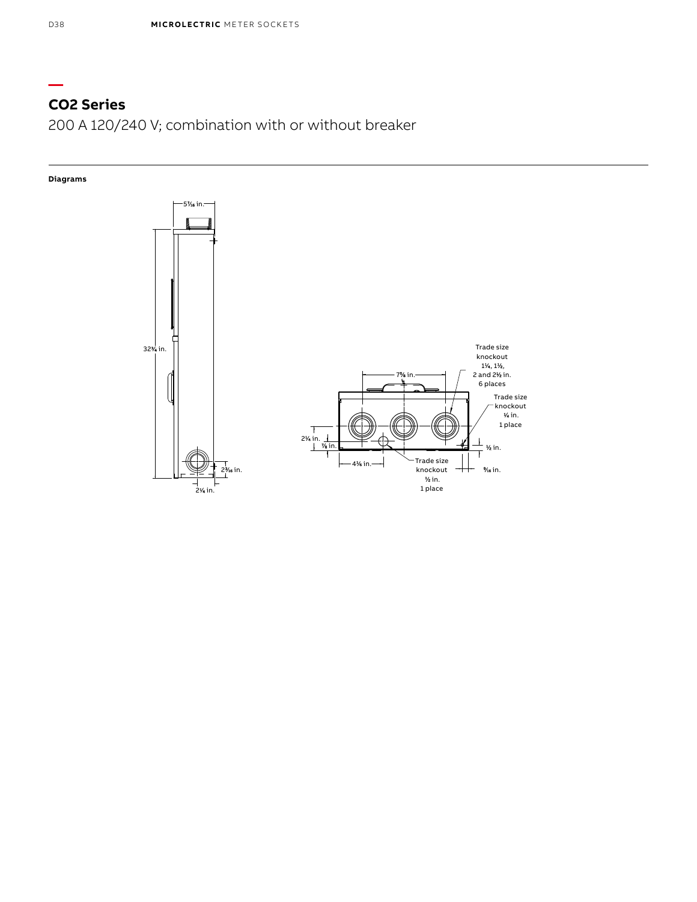## CO2 Series

200 A 120/240 V; combination with or without breaker

**Diagrams**

5¹⁄₁₆ in.

32¾ in.

2³⁄₁₆ in.

2¼ in.

7⅝ in.

Trade size knockout 1¼, 1½, 2 and 2½ in. 6 places

Trade size knockout ¾ in. 1 place

2¼ in.

⅞ in.

½ in.

4⅜ in.

Trade size knockout ½ in. 1 place

⁹⁄₁₆ in.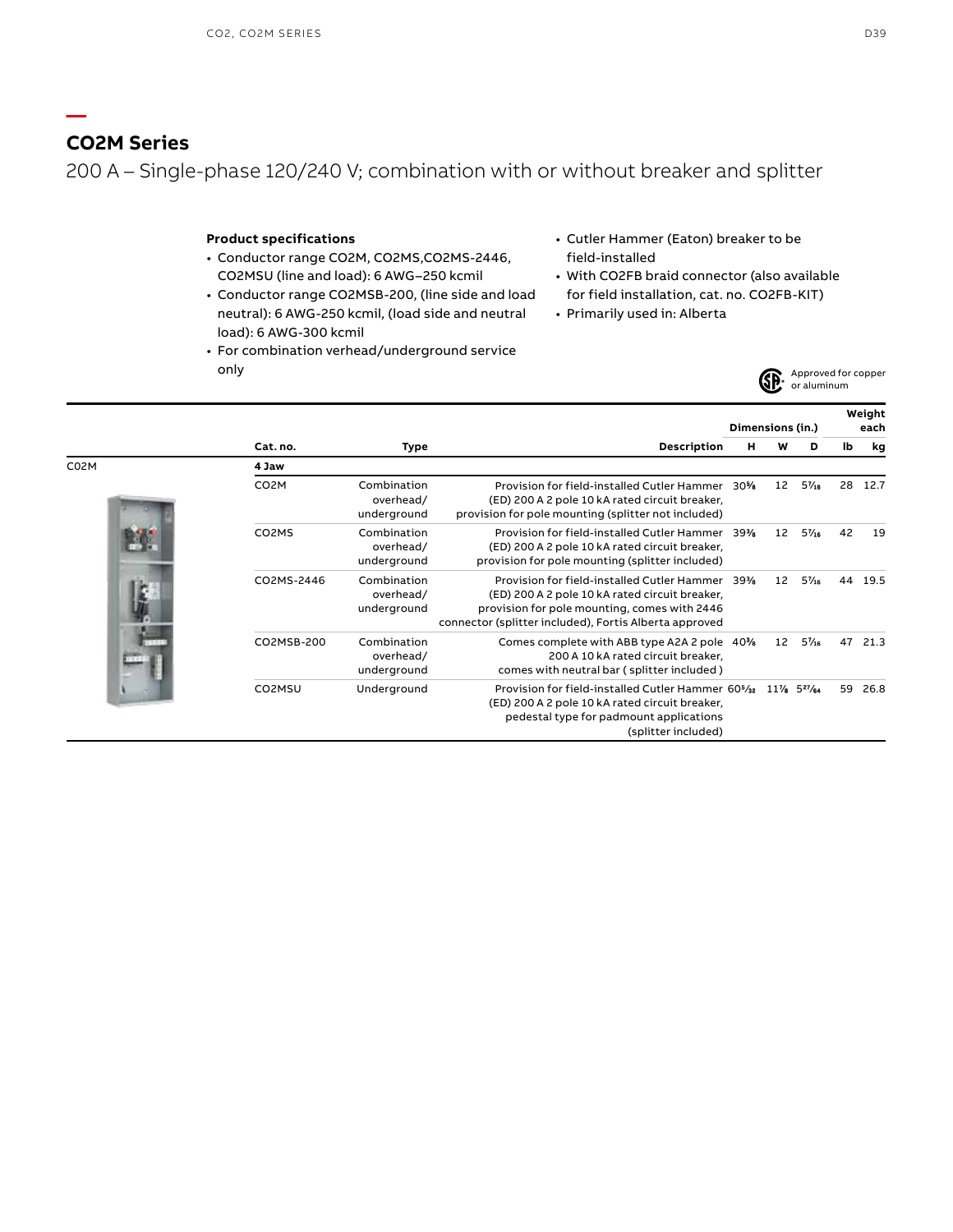## CO2M Series

200 A – Single-phase 120/240 V; combination with or without breaker and splitter

**Product specifications**

- Conductor range CO2M, CO2MS,CO2MS-2446, CO2MSU (line and load): 6 AWG–250 kcmil
- Conductor range CO2MSB-200, (line side and load neutral): 6 AWG-250 kcmil, (load side and neutral load): 6 AWG-300 kcmil
- For combination verhead/underground service only
- Cutler Hammer (Eaton) breaker to be field-installed
- With CO2FB braid connector (also available for field installation, cat. no. CO2FB-KIT)
- Primarily used in: Alberta

Approved for copper or aluminum

| | Cat. no. | Type | Description | Dimensions (in.) H | W | D | Weight each lb | kg |
|---|---|---|---|---|---|---|---|---|
| C02M | 4 Jaw | | | | | | | |
| | CO2M | Combination overhead/ underground | Provision for field-installed Cutler Hammer (ED) 200 A 2 pole 10 kA rated circuit breaker, provision for pole mounting (splitter not included) | 30⅝ | 12 | 5$^{7}/_{16}$ | 28 | 12.7 |
| | CO2MS | Combination overhead/ underground | Provision for field-installed Cutler Hammer (ED) 200 A 2 pole 10 kA rated circuit breaker, provision for pole mounting (splitter included) | 39⅜ | 12 | 5$^{7}/_{16}$ | 42 | 19 |
| | CO2MS-2446 | Combination overhead/ underground | Provision for field-installed Cutler Hammer (ED) 200 A 2 pole 10 kA rated circuit breaker, provision for pole mounting, comes with 2446 connector (splitter included), Fortis Alberta approved | 39⅜ | 12 | 5$^{7}/_{16}$ | 44 | 19.5 |
| | CO2MSB-200 | Combination overhead/ underground | Comes complete with ABB type A2A 2 pole 200 A 10 kA rated circuit breaker, comes with neutral bar ( splitter included ) | 40⅜ | 12 | 5$^{7}/_{16}$ | 47 | 21.3 |
| | CO2MSU | Underground | Provision for field-installed Cutler Hammer (ED) 200 A 2 pole 10 kA rated circuit breaker, pedestal type for padmount applications (splitter included) | 60$^{5}/_{32}$ | 11⅞ | 5$^{27}/_{64}$ | 59 | 26.8 |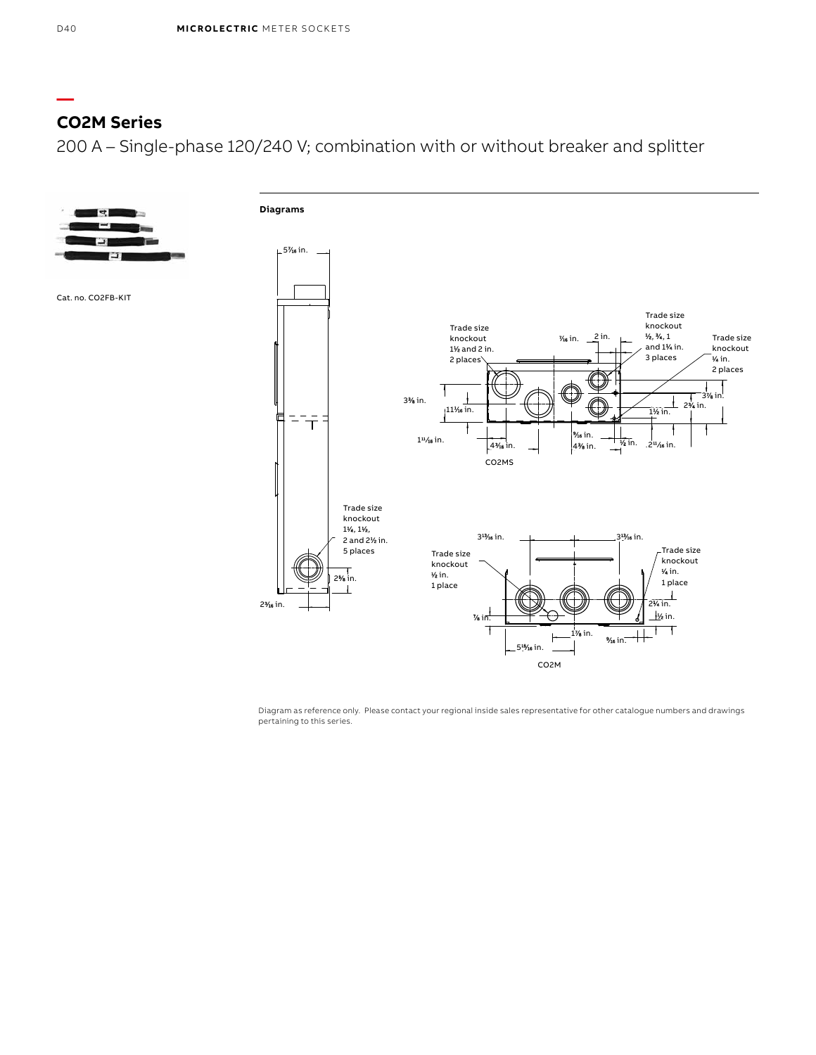## CO2M Series

200 A – Single-phase 120/240 V; combination with or without breaker and splitter

Cat. no. CO2FB-KIT

**Diagrams**

5⁷⁄₁₆ in.

Trade size knockout 1¼, 1½, 2 and 2½ in. 5 places

2⅝ in.

2³⁄₁₆ in.

Trade size knockout 1½ and 2 in. 2 places

⁷⁄₁₆ in.

2 in.

Trade size knockout ½, ¾, 1 and 1¼ in. 3 places

Trade size knockout ¼ in. 2 places

3⅝ in.

11¹¹⁄₁₆ in.

3⅞ in.

2¾ in.

1½ in.

1¹¹⁄₁₆ in.

4³⁄₁₆ in.

⁹⁄₁₆ in.

4⅝ in.

½ in.

2¹¹⁄₁₆ in.

CO2MS

3¹³⁄₁₆ in.

3¹³⁄₁₆ in.

Trade size knockout ½ in. 1 place

Trade size knockout ¼ in. 1 place

2¼ in.

⅞ in.

½ in.

1⅞ in.

⁹⁄₁₆ in.

5¹⁵⁄₁₆ in.

CO2M

Diagram as reference only. Please contact your regional inside sales representative for other catalogue numbers and drawings pertaining to this series.